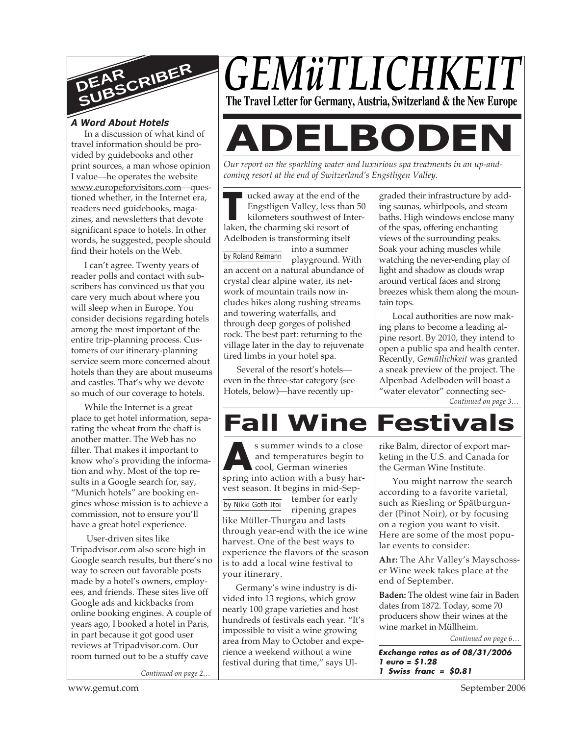# GEMüTLICHKEIT

**The Travel Letter for Germany, Austria, Switzerland & the New Europe**

## DEAR SUBSCRIBER

### *A Word About Hotels*

In a discussion of what kind of travel information should be provided by guidebooks and other print sources, a man whose opinion I value—he operates the website www.europeforvisitors.com—questioned whether, in the Internet era, readers need guidebooks, magazines, and newsletters that devote significant space to hotels. In other words, he suggested, people should find their hotels on the Web.

I can't agree. Twenty years of reader polls and contact with subscribers has convinced us that you care very much about where you will sleep when in Europe. You consider decisions regarding hotels among the most important of the entire trip-planning process. Customers of our itinerary-planning service seem more concerned about hotels than they are about museums and castles. That's why we devote so much of our coverage to hotels.

While the Internet is a great place to get hotel information, separating the wheat from the chaff is another matter. The Web has no filter. That makes it important to know who's providing the information and why. Most of the top results in a Google search for, say, "Munich hotels" are booking engines whose mission is to achieve a commission, not to ensure you'll have a great hotel experience.

User-driven sites like Tripadvisor.com also score high in Google search results, but there's no way to screen out favorable posts made by a hotel's owners, employees, and friends. These sites live off Google ads and kickbacks from online booking engines. A couple of years ago, I booked a hotel in Paris, in part because it got good user reviews at Tripadvisor.com. Our room turned out to be a stuffy cave

*Continued on page 2…*

# ADELBODEN

*Our report on the sparkling water and luxurious spa treatments in an up-and-coming resort at the end of Switzerland's Engstligen Valley.*

by Roland Reimann

Tucked away at the end of the Engstligen Valley, less than 50 kilometers southwest of Interlaken, the charming ski resort of Adelboden is transforming itself into a summer playground. With an accent on a natural abundance of crystal clear alpine water, its network of mountain trails now includes hikes along rushing streams and towering waterfalls, and through deep gorges of polished rock. The best part: returning to the village later in the day to rejuvenate tired limbs in your hotel spa.

Several of the resort's hotels—even in the three-star category (see Hotels, below)—have recently upgraded their infrastructure by adding saunas, whirlpools, and steam baths. High windows enclose many of the spas, offering enchanting views of the surrounding peaks. Soak your aching muscles while watching the never-ending play of light and shadow as clouds wrap around vertical faces and strong breezes whisk them along the mountain tops.

Local authorities are now making plans to become a leading alpine resort. By 2010, they intend to open a public spa and health center. Recently, *Gemütlichkeit* was granted a sneak preview of the project. The Alpenbad Adelboden will boast a "water elevator" connecting sec-

*Continued on page 3…*

# Fall Wine Festivals

by Nikki Goth Itoi

As summer winds to a close and temperatures begin to cool, German wineries spring into action with a busy harvest season. It begins in mid-September for early ripening grapes like Müller-Thurgau and lasts through year-end with the ice wine harvest. One of the best ways to experience the flavors of the season is to add a local wine festival to your itinerary.

Germany's wine industry is divided into 13 regions, which grow nearly 100 grape varieties and host hundreds of festivals each year. "It's impossible to visit a wine growing area from May to October and experience a weekend without a wine festival during that time," says Ulrike Balm, director of export marketing in the U.S. and Canada for the German Wine Institute.

You might narrow the search according to a favorite varietal, such as Riesling or Spätburgunder (Pinot Noir), or by focusing on a region you want to visit. Here are some of the most popular events to consider:

**Ahr:** The Ahr Valley's Mayschosser Wine week takes place at the end of September.

**Baden:** The oldest wine fair in Baden dates from 1872. Today, some 70 producers show their wines at the wine market in Müllheim.

*Continued on page 6…*

***Exchange rates as of 08/31/2006***
***1 euro = $1.28***
***1 Swiss franc = $0.81***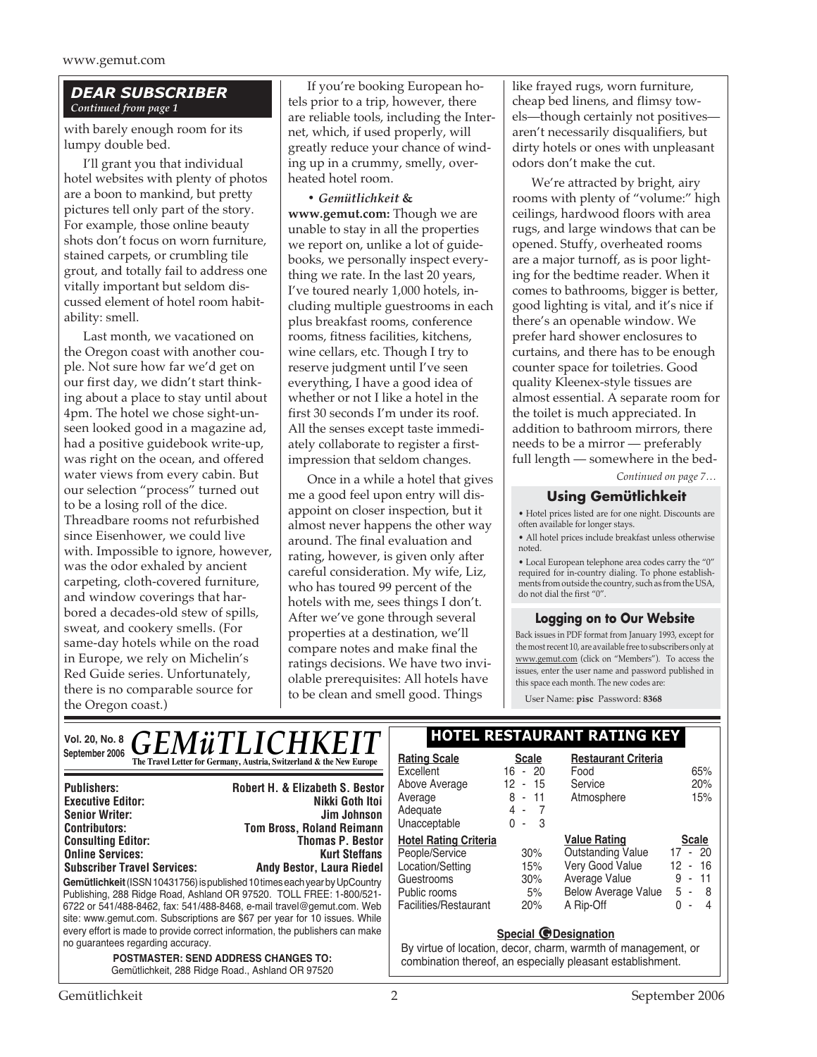## DEAR SUBSCRIBER

*Continued from page 1*

with barely enough room for its lumpy double bed.

I'll grant you that individual hotel websites with plenty of photos are a boon to mankind, but pretty pictures tell only part of the story. For example, those online beauty shots don't focus on worn furniture, stained carpets, or crumbling tile grout, and totally fail to address one vitally important but seldom discussed element of hotel room habitability: smell.

Last month, we vacationed on the Oregon coast with another couple. Not sure how far we'd get on our first day, we didn't start thinking about a place to stay until about 4pm. The hotel we chose sight-unseen looked good in a magazine ad, had a positive guidebook write-up, was right on the ocean, and offered water views from every cabin. But our selection "process" turned out to be a losing roll of the dice. Threadbare rooms not refurbished since Eisenhower, we could live with. Impossible to ignore, however, was the odor exhaled by ancient carpeting, cloth-covered furniture, and window coverings that harbored a decades-old stew of spills, sweat, and cookery smells. (For same-day hotels while on the road in Europe, we rely on Michelin's Red Guide series. Unfortunately, there is no comparable source for the Oregon coast.)

If you're booking European hotels prior to a trip, however, there are reliable tools, including the Internet, which, if used properly, will greatly reduce your chance of winding up in a crummy, smelly, overheated hotel room.

• ***Gemütlichkeit* & www.gemut.com:** Though we are unable to stay in all the properties we report on, unlike a lot of guidebooks, we personally inspect everything we rate. In the last 20 years, I've toured nearly 1,000 hotels, including multiple guestrooms in each plus breakfast rooms, conference rooms, fitness facilities, kitchens, wine cellars, etc. Though I try to reserve judgment until I've seen everything, I have a good idea of whether or not I like a hotel in the first 30 seconds I'm under its roof. All the senses except taste immediately collaborate to register a first-impression that seldom changes.

Once in a while a hotel that gives me a good feel upon entry will disappoint on closer inspection, but it almost never happens the other way around. The final evaluation and rating, however, is given only after careful consideration. My wife, Liz, who has toured 99 percent of the hotels with me, sees things I don't. After we've gone through several properties at a destination, we'll compare notes and make final the ratings decisions. We have two inviolable prerequisites: All hotels have to be clean and smell good. Things like frayed rugs, worn furniture, cheap bed linens, and flimsy towels—though certainly not positives—aren't necessarily disqualifiers, but dirty hotels or ones with unpleasant odors don't make the cut.

We're attracted by bright, airy rooms with plenty of "volume:" high ceilings, hardwood floors with area rugs, and large windows that can be opened. Stuffy, overheated rooms are a major turnoff, as is poor lighting for the bedtime reader. When it comes to bathrooms, bigger is better, good lighting is vital, and it's nice if there's an openable window. We prefer hard shower enclosures to curtains, and there has to be enough counter space for toiletries. Good quality Kleenex-style tissues are almost essential. A separate room for the toilet is much appreciated. In addition to bathroom mirrors, there needs to be a mirror — preferably full length — somewhere in the bed-

*Continued on page 7…*

### Using Gemütlichkeit

- Hotel prices listed are for one night. Discounts are often available for longer stays.
- All hotel prices include breakfast unless otherwise noted.
- Local European telephone area codes carry the "0" required for in-country dialing. To phone establishments from outside the country, such as from the USA, do not dial the first "0".

### Logging on to Our Website

Back issues in PDF format from January 1993, except for the most recent 10, are available free to subscribers only at www.gemut.com (click on "Members"). To access the issues, enter the user name and password published in this space each month. The new codes are:

User Name: **pisc** Password: **8368**

---

**Vol. 20, No. 8**
**September 2006**

# GEMüTLICHKEIT

**The Travel Letter for Germany, Austria, Switzerland & the New Europe**

| | |
|---|---|
| **Publishers:** | **Robert H. & Elizabeth S. Bestor** |
| **Executive Editor:** | **Nikki Goth Itoi** |
| **Senior Writer:** | **Jim Johnson** |
| **Contributors:** | **Tom Bross, Roland Reimann** |
| **Consulting Editor:** | **Thomas P. Bestor** |
| **Online Services:** | **Kurt Steffans** |
| **Subscriber Travel Services:** | **Andy Bestor, Laura Riedel** |

**Gemütlichkeit** (ISSN 10431756) is published 10 times each year by UpCountry Publishing, 288 Ridge Road, Ashland OR 97520. TOLL FREE: 1-800/521-6722 or 541/488-8462, fax: 541/488-8468, e-mail travel@gemut.com. Web site: www.gemut.com. Subscriptions are $67 per year for 10 issues. While every effort is made to provide correct information, the publishers can make no guarantees regarding accuracy.

**POSTMASTER: SEND ADDRESS CHANGES TO:**
Gemütlichkeit, 288 Ridge Road., Ashland OR 97520

### HOTEL RESTAURANT RATING KEY

| Rating Scale | Scale |
|---|---|
| Excellent | 16 - 20 |
| Above Average | 12 - 15 |
| Average | 8 - 11 |
| Adequate | 4 - 7 |
| Unacceptable | 0 - 3 |

| Restaurant Criteria | |
|---|---|
| Food | 65% |
| Service | 20% |
| Atmosphere | 15% |

| Hotel Rating Criteria | |
|---|---|
| People/Service | 30% |
| Location/Setting | 15% |
| Guestrooms | 30% |
| Public rooms | 5% |
| Facilities/Restaurant | 20% |

| Value Rating | Scale |
|---|---|
| Outstanding Value | 17 - 20 |
| Very Good Value | 12 - 16 |
| Average Value | 9 - 11 |
| Below Average Value | 5 - 8 |
| A Rip-Off | 0 - 4 |

**Special Ⓖ Designation**

By virtue of location, decor, charm, warmth of management, or combination thereof, an especially pleasant establishment.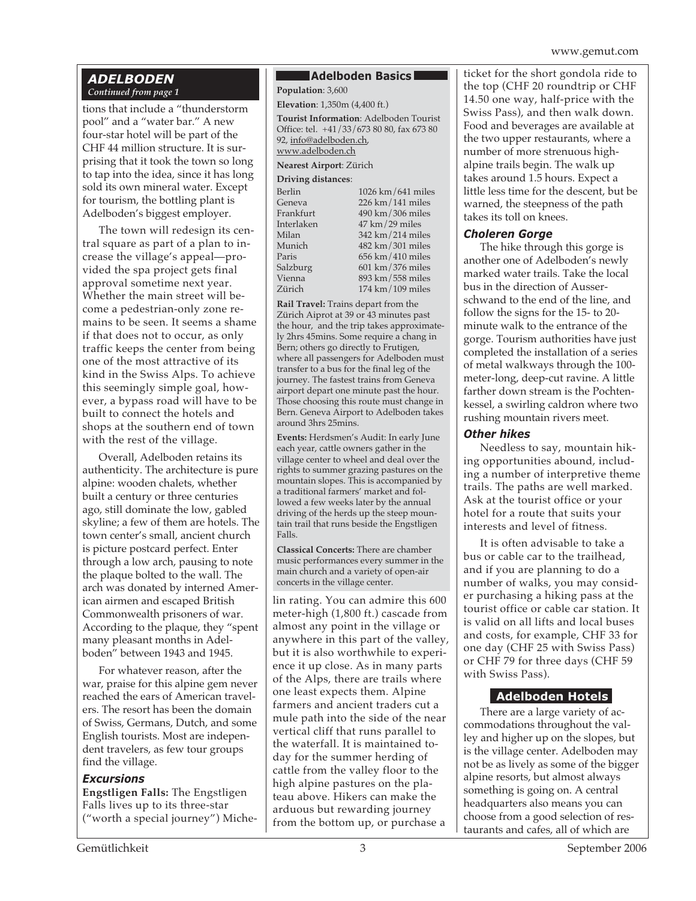## ADELBODEN

*Continued from page 1*

tions that include a "thunderstorm pool" and a "water bar." A new four-star hotel will be part of the CHF 44 million structure. It is surprising that it took the town so long to tap into the idea, since it has long sold its own mineral water. Except for tourism, the bottling plant is Adelboden's biggest employer.

The town will redesign its central square as part of a plan to increase the village's appeal—provided the spa project gets final approval sometime next year. Whether the main street will become a pedestrian-only zone remains to be seen. It seems a shame if that does not to occur, as only traffic keeps the center from being one of the most attractive of its kind in the Swiss Alps. To achieve this seemingly simple goal, however, a bypass road will have to be built to connect the hotels and shops at the southern end of town with the rest of the village.

Overall, Adelboden retains its authenticity. The architecture is pure alpine: wooden chalets, whether built a century or three centuries ago, still dominate the low, gabled skyline; a few of them are hotels. The town center's small, ancient church is picture postcard perfect. Enter through a low arch, pausing to note the plaque bolted to the wall. The arch was donated by interned American airmen and escaped British Commonwealth prisoners of war. According to the plaque, they "spent many pleasant months in Adelboden" between 1943 and 1945.

For whatever reason, after the war, praise for this alpine gem never reached the ears of American travelers. The resort has been the domain of Swiss, Germans, Dutch, and some English tourists. Most are independent travelers, as few tour groups find the village.

### Excursions

**Engstligen Falls:** The Engstligen Falls lives up to its three-star ("worth a special journey") Michelin rating. You can admire this 600 meter-high (1,800 ft.) cascade from almost any point in the village or anywhere in this part of the valley, but it is also worthwhile to experience it up close. As in many parts of the Alps, there are trails where one least expects them. Alpine farmers and ancient traders cut a mule path into the side of the near vertical cliff that runs parallel to the waterfall. It is maintained today for the summer herding of cattle from the valley floor to the high alpine pastures on the plateau above. Hikers can make the arduous but rewarding journey from the bottom up, or purchase a ticket for the short gondola ride to the top (CHF 20 roundtrip or CHF 14.50 one way, half-price with the Swiss Pass), and then walk down. Food and beverages are available at the two upper restaurants, where a number of more strenuous high-alpine trails begin. The walk up takes around 1.5 hours. Expect a little less time for the descent, but be warned, the steepness of the path takes its toll on knees.

### Choleren Gorge

The hike through this gorge is another one of Adelboden's newly marked water trails. Take the local bus in the direction of Ausserschwand to the end of the line, and follow the signs for the 15- to 20-minute walk to the entrance of the gorge. Tourism authorities have just completed the installation of a series of metal walkways through the 100-meter-long, deep-cut ravine. A little farther down stream is the Pochtenkessel, a swirling caldron where two rushing mountain rivers meet.

### Other hikes

Needless to say, mountain hiking opportunities abound, including a number of interpretive theme trails. The paths are well marked. Ask at the tourist office or your hotel for a route that suits your interests and level of fitness.

It is often advisable to take a bus or cable car to the trailhead, and if you are planning to do a number of walks, you may consider purchasing a hiking pass at the tourist office or cable car station. It is valid on all lifts and local buses and costs, for example, CHF 33 for one day (CHF 25 with Swiss Pass) or CHF 79 for three days (CHF 59 with Swiss Pass).

## Adelboden Basics

**Population**: 3,600

**Elevation**: 1,350m (4,400 ft.)

**Tourist Information**: Adelboden Tourist Office: tel. +41/33/673 80 80, fax 673 80 92, info@adelboden.ch, www.adelboden.ch

**Nearest Airport**: Zürich

**Driving distances**:

| | |
|---|---|
| Berlin | 1026 km/641 miles |
| Geneva | 226 km/141 miles |
| Frankfurt | 490 km/306 miles |
| Interlaken | 47 km/29 miles |
| Milan | 342 km/214 miles |
| Munich | 482 km/301 miles |
| Paris | 656 km/410 miles |
| Salzburg | 601 km/376 miles |
| Vienna | 893 km/558 miles |
| Zürich | 174 km/109 miles |

**Rail Travel:** Trains depart from the Zürich Aiprot at 39 or 43 minutes past the hour, and the trip takes approximately 2hrs 45mins. Some require a chang in Bern; others go directly to Frutigen, where all passengers for Adelboden must transfer to a bus for the final leg of the journey. The fastest trains from Geneva airport depart one minute past the hour. Those choosing this route must change in Bern. Geneva Airport to Adelboden takes around 3hrs 25mins.

**Events:** Herdsmen's Audit: In early June each year, cattle owners gather in the village center to wheel and deal over the rights to summer grazing pastures on the mountain slopes. This is accompanied by a traditional farmers' market and followed a few weeks later by the annual driving of the herds up the steep mountain trail that runs beside the Engstligen Falls.

**Classical Concerts:** There are chamber music performances every summer in the main church and a variety of open-air concerts in the village center.

## Adelboden Hotels

There are a large variety of accommodations throughout the valley and higher up on the slopes, but is the village center. Adelboden may not be as lively as some of the bigger alpine resorts, but almost always something is going on. A central headquarters also means you can choose from a good selection of restaurants and cafes, all of which are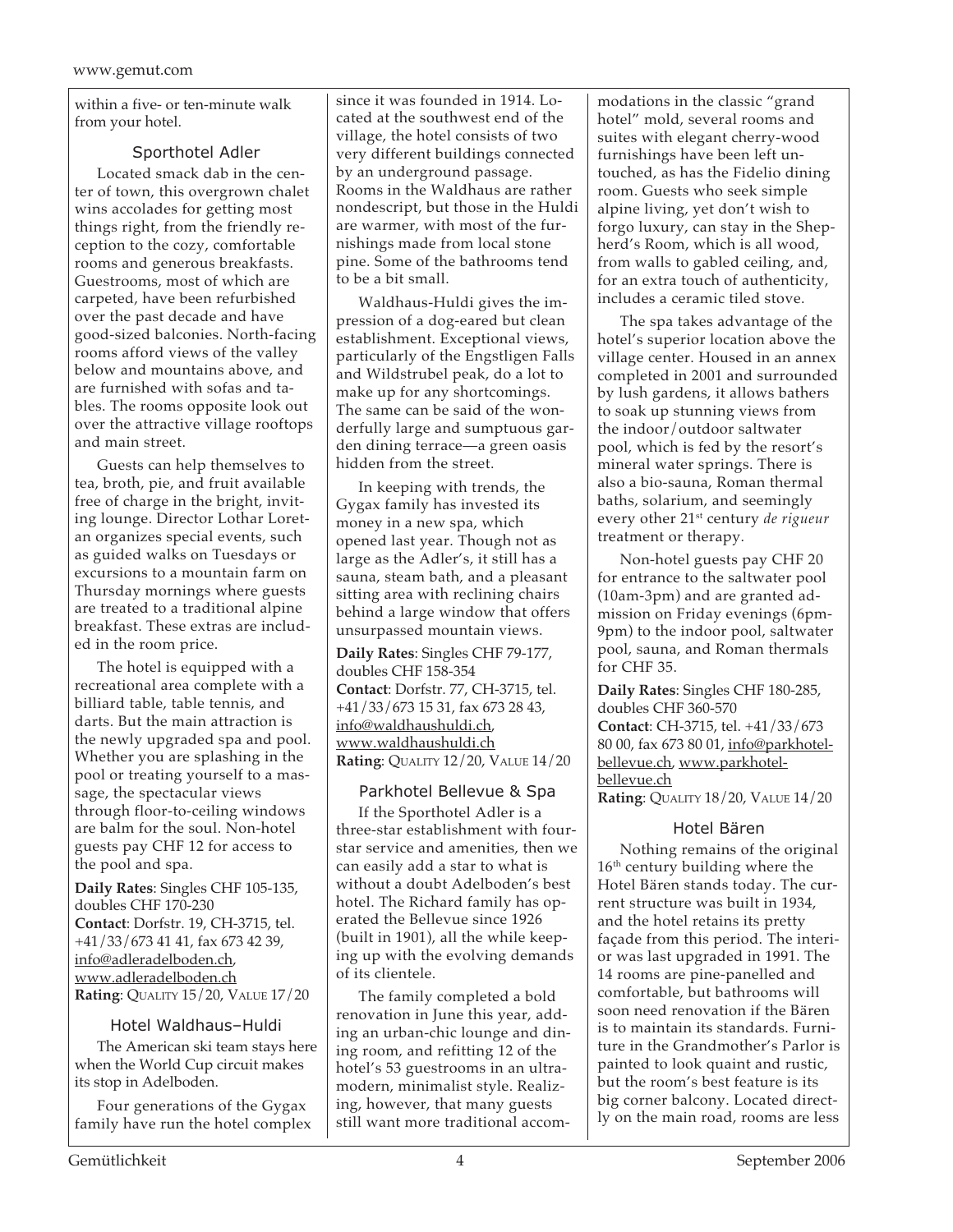within a five- or ten-minute walk from your hotel.

### Sporthotel Adler

Located smack dab in the center of town, this overgrown chalet wins accolades for getting most things right, from the friendly reception to the cozy, comfortable rooms and generous breakfasts. Guestrooms, most of which are carpeted, have been refurbished over the past decade and have good-sized balconies. North-facing rooms afford views of the valley below and mountains above, and are furnished with sofas and tables. The rooms opposite look out over the attractive village rooftops and main street.

Guests can help themselves to tea, broth, pie, and fruit available free of charge in the bright, inviting lounge. Director Lothar Loretan organizes special events, such as guided walks on Tuesdays or excursions to a mountain farm on Thursday mornings where guests are treated to a traditional alpine breakfast. These extras are included in the room price.

The hotel is equipped with a recreational area complete with a billiard table, table tennis, and darts. But the main attraction is the newly upgraded spa and pool. Whether you are splashing in the pool or treating yourself to a massage, the spectacular views through floor-to-ceiling windows are balm for the soul. Non-hotel guests pay CHF 12 for access to the pool and spa.

**Daily Rates**: Singles CHF 105-135, doubles CHF 170-230
**Contact**: Dorfstr. 19, CH-3715, tel. +41/33/673 41 41, fax 673 42 39, info@adleradelboden.ch, www.adleradelboden.ch
**Rating**: Quality 15/20, Value 17/20

### Hotel Waldhaus–Huldi

The American ski team stays here when the World Cup circuit makes its stop in Adelboden.

Four generations of the Gygax family have run the hotel complex since it was founded in 1914. Located at the southwest end of the village, the hotel consists of two very different buildings connected by an underground passage. Rooms in the Waldhaus are rather nondescript, but those in the Huldi are warmer, with most of the furnishings made from local stone pine. Some of the bathrooms tend to be a bit small.

Waldhaus-Huldi gives the impression of a dog-eared but clean establishment. Exceptional views, particularly of the Engstligen Falls and Wildstrubel peak, do a lot to make up for any shortcomings. The same can be said of the wonderfully large and sumptuous garden dining terrace—a green oasis hidden from the street.

In keeping with trends, the Gygax family has invested its money in a new spa, which opened last year. Though not as large as the Adler's, it still has a sauna, steam bath, and a pleasant sitting area with reclining chairs behind a large window that offers unsurpassed mountain views.

**Daily Rates**: Singles CHF 79-177, doubles CHF 158-354
**Contact**: Dorfstr. 77, CH-3715, tel. +41/33/673 15 31, fax 673 28 43, info@waldhaushuldi.ch, www.waldhaushuldi.ch
**Rating**: Quality 12/20, Value 14/20

### Parkhotel Bellevue & Spa

If the Sporthotel Adler is a three-star establishment with four-star service and amenities, then we can easily add a star to what is without a doubt Adelboden's best hotel. The Richard family has operated the Bellevue since 1926 (built in 1901), all the while keeping up with the evolving demands of its clientele.

The family completed a bold renovation in June this year, adding an urban-chic lounge and dining room, and refitting 12 of the hotel's 53 guestrooms in an ultra-modern, minimalist style. Realizing, however, that many guests still want more traditional accommodations in the classic "grand hotel" mold, several rooms and suites with elegant cherry-wood furnishings have been left untouched, as has the Fidelio dining room. Guests who seek simple alpine living, yet don't wish to forgo luxury, can stay in the Shepherd's Room, which is all wood, from walls to gabled ceiling, and, for an extra touch of authenticity, includes a ceramic tiled stove.

The spa takes advantage of the hotel's superior location above the village center. Housed in an annex completed in 2001 and surrounded by lush gardens, it allows bathers to soak up stunning views from the indoor/outdoor saltwater pool, which is fed by the resort's mineral water springs. There is also a bio-sauna, Roman thermal baths, solarium, and seemingly every other 21st century *de rigueur* treatment or therapy.

Non-hotel guests pay CHF 20 for entrance to the saltwater pool (10am-3pm) and are granted admission on Friday evenings (6pm-9pm) to the indoor pool, saltwater pool, sauna, and Roman thermals for CHF 35.

**Daily Rates**: Singles CHF 180-285, doubles CHF 360-570
**Contact**: CH-3715, tel. +41/33/673 80 00, fax 673 80 01, info@parkhotel-bellevue.ch, www.parkhotel-bellevue.ch
**Rating**: Quality 18/20, Value 14/20

### Hotel Bären

Nothing remains of the original 16th century building where the Hotel Bären stands today. The current structure was built in 1934, and the hotel retains its pretty façade from this period. The interior was last upgraded in 1991. The 14 rooms are pine-panelled and comfortable, but bathrooms will soon need renovation if the Bären is to maintain its standards. Furniture in the Grandmother's Parlor is painted to look quaint and rustic, but the room's best feature is its big corner balcony. Located directly on the main road, rooms are less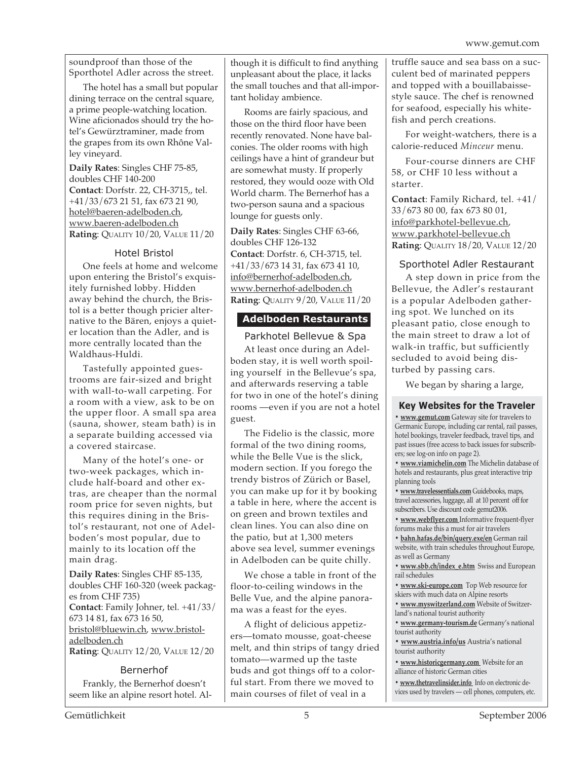soundproof than those of the Sporthotel Adler across the street.

The hotel has a small but popular dining terrace on the central square, a prime people-watching location. Wine aficionados should try the hotel's Gewürztraminer, made from the grapes from its own Rhône Valley vineyard.

**Daily Rates**: Singles CHF 75-85, doubles CHF 140-200
**Contact**: Dorfstr. 22, CH-3715,, tel. +41/33/673 21 51, fax 673 21 90, hotel@baeren-adelboden.ch, www.baeren-adelboden.ch
**Rating**: QUALITY 10/20, VALUE 11/20

### Hotel Bristol

One feels at home and welcome upon entering the Bristol's exquisitely furnished lobby. Hidden away behind the church, the Bristol is a better though pricier alternative to the Bären, enjoys a quieter location than the Adler, and is more centrally located than the Waldhaus-Huldi.

Tastefully appointed guestrooms are fair-sized and bright with wall-to-wall carpeting. For a room with a view, ask to be on the upper floor. A small spa area (sauna, shower, steam bath) is in a separate building accessed via a covered staircase.

Many of the hotel's one- or two-week packages, which include half-board and other extras, are cheaper than the normal room price for seven nights, but this requires dining in the Bristol's restaurant, not one of Adelboden's most popular, due to mainly to its location off the main drag.

**Daily Rates**: Singles CHF 85-135, doubles CHF 160-320 (week packages from CHF 735)
**Contact**: Family Johner, tel. +41/33/673 14 81, fax 673 16 50, bristol@bluewin.ch, www.bristol-adelboden.ch
**Rating**: QUALITY 12/20, VALUE 12/20

### Bernerhof

Frankly, the Bernerhof doesn't seem like an alpine resort hotel. Although it is difficult to find anything unpleasant about the place, it lacks the small touches and that all-important holiday ambience.

Rooms are fairly spacious, and those on the third floor have been recently renovated. None have balconies. The older rooms with high ceilings have a hint of grandeur but are somewhat musty. If properly restored, they would ooze with Old World charm. The Bernerhof has a two-person sauna and a spacious lounge for guests only.

**Daily Rates**: Singles CHF 63-66, doubles CHF 126-132
**Contact**: Dorfstr. 6, CH-3715, tel. +41/33/673 14 31, fax 673 41 10, info@bernerhof-adelboden.ch, www.bernerhof-adelboden.ch
**Rating**: QUALITY 9/20, VALUE 11/20

## Adelboden Restaurants

### Parkhotel Bellevue & Spa

At least once during an Adelboden stay, it is well worth spoiling yourself in the Bellevue's spa, and afterwards reserving a table for two in one of the hotel's dining rooms —even if you are not a hotel guest.

The Fidelio is the classic, more formal of the two dining rooms, while the Belle Vue is the slick, modern section. If you forego the trendy bistros of Zürich or Basel, you can make up for it by booking a table in here, where the accent is on green and brown textiles and clean lines. You can also dine on the patio, but at 1,300 meters above sea level, summer evenings in Adelboden can be quite chilly.

We chose a table in front of the floor-to-ceiling windows in the Belle Vue, and the alpine panorama was a feast for the eyes.

A flight of delicious appetizers—tomato mousse, goat-cheese melt, and thin strips of tangy dried tomato—warmed up the taste buds and got things off to a colorful start. From there we moved to main courses of filet of veal in a truffle sauce and sea bass on a succulent bed of marinated peppers and topped with a bouillabaisse-style sauce. The chef is renowned for seafood, especially his whitefish and perch creations.

For weight-watchers, there is a calorie-reduced *Minceur* menu.

Four-course dinners are CHF 58, or CHF 10 less without a starter.

**Contact**: Family Richard, tel. +41/33/673 80 00, fax 673 80 01, info@parkhotel-bellevue.ch, www.parkhotel-bellevue.ch
**Rating**: QUALITY 18/20, VALUE 12/20

### Sporthotel Adler Restaurant

A step down in price from the Bellevue, the Adler's restaurant is a popular Adelboden gathering spot. We lunched on its pleasant patio, close enough to the main street to draw a lot of walk-in traffic, but sufficiently secluded to avoid being disturbed by passing cars.

We began by sharing a large,

### Key Websites for the Traveler

- **www.gemut.com** Gateway site for travelers to Germanic Europe, including car rental, rail passes, hotel bookings, traveler feedback, travel tips, and past issues (free access to back issues for subscribers; see log-on info on page 2).
- **www.viamichelin.com** The Michelin database of hotels and restaurants, plus great interactive trip planning tools
- **www.travelessentials.com** Guidebooks, maps, travel accessories, luggage, all at 10 percent off for subscribers. Use discount code gemut2006.
- **www.webflyer.com** Informative frequent-flyer forums make this a must for air travelers
- **bahn.hafas.de/bin/query.exe/en** German rail website, with train schedules throughout Europe, as well as Germany
- **www.sbb.ch/index_e.htm** Swiss and European rail schedules
- **www.ski-europe.com** Top Web resource for skiers with much data on Alpine resorts
- **www.myswitzerland.com** Website of Switzerland's national tourist authority
- **www.germany-tourism.de** Germany's national tourist authority
- **www.austria.info/us** Austria's national tourist authority
- **www.historicgermany.com** Website for an alliance of historic German cities
- **www.thetravelinsider.info** Info on electronic devices used by travelers — cell phones, computers, etc.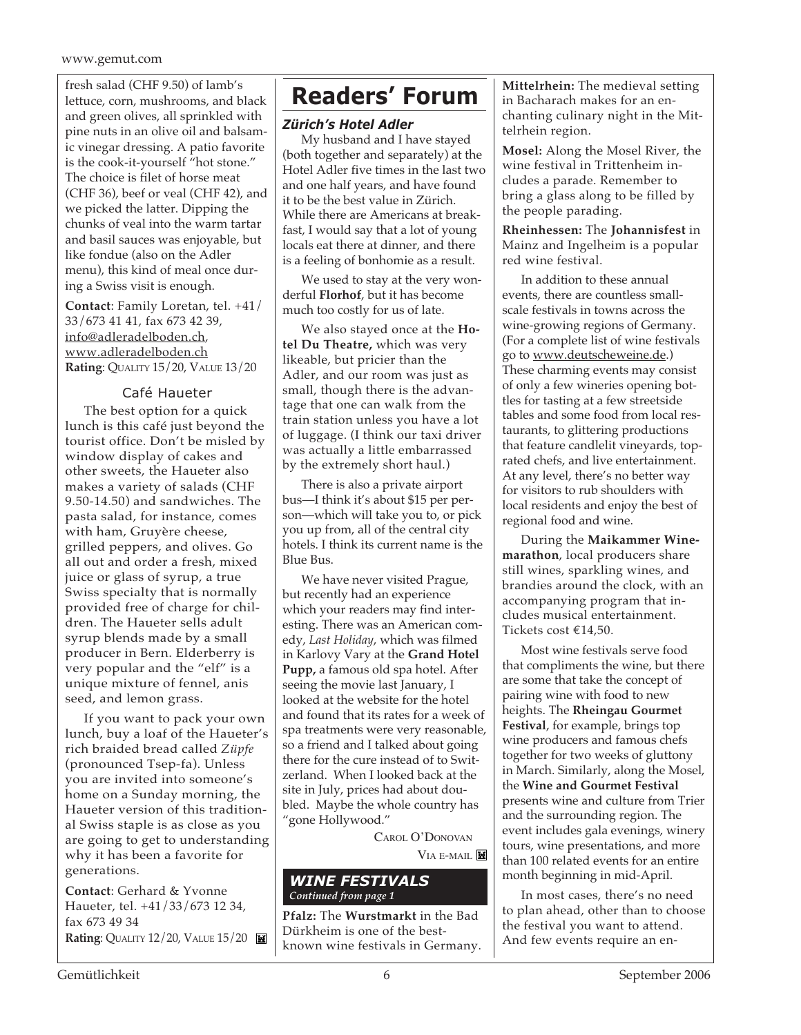fresh salad (CHF 9.50) of lamb's lettuce, corn, mushrooms, and black and green olives, all sprinkled with pine nuts in an olive oil and balsamic vinegar dressing. A patio favorite is the cook-it-yourself "hot stone." The choice is filet of horse meat (CHF 36), beef or veal (CHF 42), and we picked the latter. Dipping the chunks of veal into the warm tartar and basil sauces was enjoyable, but like fondue (also on the Adler menu), this kind of meal once during a Swiss visit is enough.

**Contact**: Family Loretan, tel. +41/33/673 41 41, fax 673 42 39, info@adleradelboden.ch, www.adleradelboden.ch
**Rating**: Quality 15/20, Value 13/20

### Café Haueter

The best option for a quick lunch is this café just beyond the tourist office. Don't be misled by window display of cakes and other sweets, the Haueter also makes a variety of salads (CHF 9.50-14.50) and sandwiches. The pasta salad, for instance, comes with ham, Gruyère cheese, grilled peppers, and olives. Go all out and order a fresh, mixed juice or glass of syrup, a true Swiss specialty that is normally provided free of charge for children. The Haueter sells adult syrup blends made by a small producer in Bern. Elderberry is very popular and the "elf" is a unique mixture of fennel, anis seed, and lemon grass.

If you want to pack your own lunch, buy a loaf of the Haueter's rich braided bread called *Züpfe* (pronounced Tsep-fa). Unless you are invited into someone's home on a Sunday morning, the Haueter version of this traditional Swiss staple is as close as you are going to get to understanding why it has been a favorite for generations.

**Contact**: Gerhard & Yvonne Haueter, tel. +41/33/673 12 34, fax 673 49 34
**Rating**: Quality 12/20, Value 15/20

# Readers' Forum

### *Zürich's Hotel Adler*

My husband and I have stayed (both together and separately) at the Hotel Adler five times in the last two and one half years, and have found it to be the best value in Zürich. While there are Americans at breakfast, I would say that a lot of young locals eat there at dinner, and there is a feeling of bonhomie as a result.

We used to stay at the very wonderful **Florhof**, but it has become much too costly for us of late.

We also stayed once at the **Hotel Du Theatre,** which was very likeable, but pricier than the Adler, and our room was just as small, though there is the advantage that one can walk from the train station unless you have a lot of luggage. (I think our taxi driver was actually a little embarrassed by the extremely short haul.)

There is also a private airport bus—I think it's about $15 per person—which will take you to, or pick you up from, all of the central city hotels. I think its current name is the Blue Bus.

We have never visited Prague, but recently had an experience which your readers may find interesting. There was an American comedy, *Last Holiday*, which was filmed in Karlovy Vary at the **Grand Hotel Pupp,** a famous old spa hotel. After seeing the movie last January, I looked at the website for the hotel and found that its rates for a week of spa treatments were very reasonable, so a friend and I talked about going there for the cure instead of to Switzerland. When I looked back at the site in July, prices had about doubled. Maybe the whole country has "gone Hollywood."

Carol O'Donovan
Via e-mail

### *WINE FESTIVALS*
*Continued from page 1*

**Pfalz:** The **Wurstmarkt** in the Bad Dürkheim is one of the best-known wine festivals in Germany.

**Mittelrhein:** The medieval setting in Bacharach makes for an enchanting culinary night in the Mittelrhein region.

**Mosel:** Along the Mosel River, the wine festival in Trittenheim includes a parade. Remember to bring a glass along to be filled by the people parading.

**Rheinhessen:** The **Johannisfest** in Mainz and Ingelheim is a popular red wine festival.

In addition to these annual events, there are countless small-scale festivals in towns across the wine-growing regions of Germany. (For a complete list of wine festivals go to www.deutscheweine.de.) These charming events may consist of only a few wineries opening bottles for tasting at a few streetside tables and some food from local restaurants, to glittering productions that feature candlelit vineyards, top-rated chefs, and live entertainment. At any level, there's no better way for visitors to rub shoulders with local residents and enjoy the best of regional food and wine.

During the **Maikammer Winemarathon**, local producers share still wines, sparkling wines, and brandies around the clock, with an accompanying program that includes musical entertainment. Tickets cost €14,50.

Most wine festivals serve food that compliments the wine, but there are some that take the concept of pairing wine with food to new heights. The **Rheingau Gourmet Festival**, for example, brings top wine producers and famous chefs together for two weeks of gluttony in March. Similarly, along the Mosel, the **Wine and Gourmet Festival** presents wine and culture from Trier and the surrounding region. The event includes gala evenings, winery tours, wine presentations, and more than 100 related events for an entire month beginning in mid-April.

In most cases, there's no need to plan ahead, other than to choose the festival you want to attend. And few events require an en-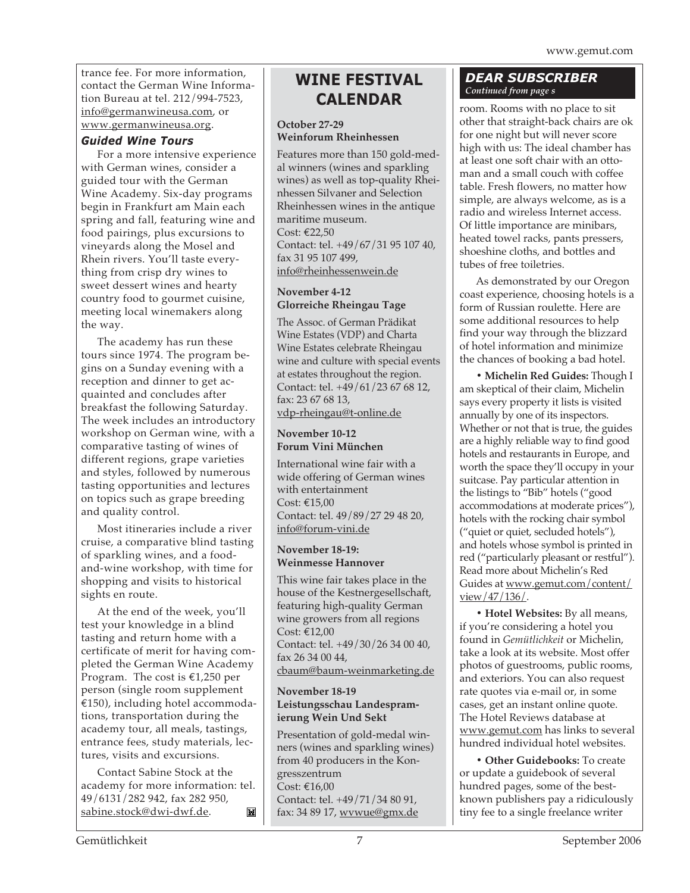trance fee. For more information, contact the German Wine Information Bureau at tel. 212/994-7523, info@germanwineusa.com, or www.germanwineusa.org.

### *Guided Wine Tours*

For a more intensive experience with German wines, consider a guided tour with the German Wine Academy. Six-day programs begin in Frankfurt am Main each spring and fall, featuring wine and food pairings, plus excursions to vineyards along the Mosel and Rhein rivers. You'll taste everything from crisp dry wines to sweet dessert wines and hearty country food to gourmet cuisine, meeting local winemakers along the way.

The academy has run these tours since 1974. The program begins on a Sunday evening with a reception and dinner to get acquainted and concludes after breakfast the following Saturday. The week includes an introductory workshop on German wine, with a comparative tasting of wines of different regions, grape varieties and styles, followed by numerous tasting opportunities and lectures on topics such as grape breeding and quality control.

Most itineraries include a river cruise, a comparative blind tasting of sparkling wines, and a food-and-wine workshop, with time for shopping and visits to historical sights en route.

At the end of the week, you'll test your knowledge in a blind tasting and return home with a certificate of merit for having completed the German Wine Academy Program. The cost is €1,250 per person (single room supplement €150), including hotel accommodations, transportation during the academy tour, all meals, tastings, entrance fees, study materials, lectures, visits and excursions.

Contact Sabine Stock at the academy for more information: tel. 49/6131/282 942, fax 282 950, sabine.stock@dwi-dwf.de.

## WINE FESTIVAL CALENDAR

**October 27-29**
**Weinforum Rheinhessen**

Features more than 150 gold-medal winners (wines and sparkling wines) as well as top-quality Rheinhessen Silvaner and Selection Rheinhessen wines in the antique maritime museum.
Cost: €22,50
Contact: tel. +49/67/31 95 107 40, fax 31 95 107 499, info@rheinhessenwein.de

**November 4-12**
**Glorreiche Rheingau Tage**

The Assoc. of German Prädikat Wine Estates (VDP) and Charta Wine Estates celebrate Rheingau wine and culture with special events at estates throughout the region.
Contact: tel. +49/61/23 67 68 12, fax: 23 67 68 13, vdp-rheingau@t-online.de

**November 10-12**
**Forum Vini München**

International wine fair with a wide offering of German wines with entertainment
Cost: €15,00
Contact: tel. 49/89/27 29 48 20, info@forum-vini.de

**November 18-19:**
**Weinmesse Hannover**

This wine fair takes place in the house of the Kestnergesellschaft, featuring high-quality German wine growers from all regions
Cost: €12,00
Contact: tel. +49/30/26 34 00 40, fax 26 34 00 44, cbaum@baum-weinmarketing.de

**November 18-19**
**Leistungsschau Landesprämierung Wein Und Sekt**

Presentation of gold-medal winners (wines and sparkling wines) from 40 producers in the Kongresszentrum
Cost: €16,00
Contact: tel. +49/71/34 80 91, fax: 34 89 17, wvwue@gmx.de

## *DEAR SUBSCRIBER*
*Continued from page s*

room. Rooms with no place to sit other that straight-back chairs are ok for one night but will never score high with us: The ideal chamber has at least one soft chair with an ottoman and a small couch with coffee table. Fresh flowers, no matter how simple, are always welcome, as is a radio and wireless Internet access. Of little importance are minibars, heated towel racks, pants pressers, shoeshine cloths, and bottles and tubes of free toiletries.

As demonstrated by our Oregon coast experience, choosing hotels is a form of Russian roulette. Here are some additional resources to help find your way through the blizzard of hotel information and minimize the chances of booking a bad hotel.

• **Michelin Red Guides:** Though I am skeptical of their claim, Michelin says every property it lists is visited annually by one of its inspectors. Whether or not that is true, the guides are a highly reliable way to find good hotels and restaurants in Europe, and worth the space they'll occupy in your suitcase. Pay particular attention in the listings to "Bib" hotels ("good accommodations at moderate prices"), hotels with the rocking chair symbol ("quiet or quiet, secluded hotels"), and hotels whose symbol is printed in red ("particularly pleasant or restful"). Read more about Michelin's Red Guides at www.gemut.com/content/view/47/136/.

• **Hotel Websites:** By all means, if you're considering a hotel you found in *Gemütlichkeit* or Michelin, take a look at its website. Most offer photos of guestrooms, public rooms, and exteriors. You can also request rate quotes via e-mail or, in some cases, get an instant online quote. The Hotel Reviews database at www.gemut.com has links to several hundred individual hotel websites.

• **Other Guidebooks:** To create or update a guidebook of several hundred pages, some of the best-known publishers pay a ridiculously tiny fee to a single freelance writer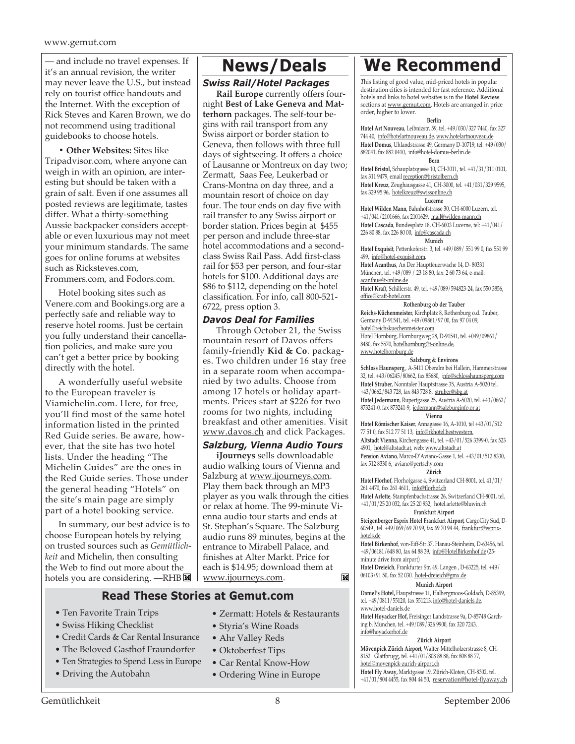— and include no travel expenses. If it's an annual revision, the writer may never leave the U.S., but instead rely on tourist office handouts and the Internet. With the exception of Rick Steves and Karen Brown, we do not recommend using traditional guidebooks to choose hotels.

• **Other Websites:** Sites like Tripadvisor.com, where anyone can weigh in with an opinion, are interesting but should be taken with a grain of salt. Even if one assumes all posted reviews are legitimate, tastes differ. What a thirty-something Aussie backpacker considers acceptable or even luxurious may not meet your minimum standards. The same goes for online forums at websites such as Ricksteves.com, Frommers.com, and Fodors.com.

Hotel booking sites such as Venere.com and Bookings.org are a perfectly safe and reliable way to reserve hotel rooms. Just be certain you fully understand their cancellation policies, and make sure you can't get a better price by booking directly with the hotel.

A wonderfully useful website to the European traveler is Viamichelin.com. Here, for free, you'll find most of the same hotel information listed in the printed Red Guide series. Be aware, however, that the site has two hotel lists. Under the heading "The Michelin Guides" are the ones in the Red Guide series. Those under the general heading "Hotels" on the site's main page are simply part of a hotel booking service.

In summary, our best advice is to choose European hotels by relying on trusted sources such as *Gemütlichkeit* and Michelin, then consulting the Web to find out more about the hotels you are considering. —RHB

# News/Deals

### *Swiss Rail/Hotel Packages*

**Rail Europe** currently offers four-night **Best of Lake Geneva and Matterhorn** packages. The self-tour begins with rail transport from any Swiss airport or border station to Geneva, then follows with three full days of sightseeing. It offers a choice of Lausanne or Montreux on day two; Zermatt, Saas Fee, Leukerbad or Crans-Montna on day three, and a mountain resort of choice on day four. The tour ends on day five with rail transfer to any Swiss airport or border station. Prices begin at $455 per person and include three-star hotel accommodations and a second-class Swiss Rail Pass. Add first-class rail for $53 per person, and four-star hotels for $100. Additional days are $86 to $112, depending on the hotel classification. For info, call 800-521-6722, press option 3.

### *Davos Deal for Families*

Through October 21, the Swiss mountain resort of Davos offers family-friendly **Kid & Co**. packages. Two children under 16 stay free in a separate room when accompanied by two adults. Choose from among 17 hotels or holiday apartments. Prices start at $226 for two rooms for two nights, including breakfast and other amenities. Visit www.davos.ch and click Packages.

### *Salzburg, Vienna Audio Tours*

**iJourneys** sells downloadable audio walking tours of Vienna and Salzburg at www.ijourneys.com. Play them back through an MP3 player as you walk through the cities or relax at home. The 99-minute Vienna audio tour starts and ends at St. Stephan's Square. The Salzburg audio runs 89 minutes, begins at the entrance to Mirabell Palace, and finishes at Alter Markt. Price for each is $14.95; download them at www.ijourneys.com.

# We Recommend

*T*his listing of good value, mid-priced hotels in popular destination cities is intended for fast reference. Additional hotels and links to hotel websites is in the **Hotel Review** sections at www.gemut.com. Hotels are arranged in price order, higher to lower.

**Berlin**

**Hotel Art Nouveau**, Leibnizstr. 59, tel. +49/030/327 7440, fax 327 744 40, info@hotelartnouveau.de, www.hotelartnouveau.de

**Hotel Domus**, Uhlandstrasse 49, Germany D-10719, tel. +49/030/882041, fax 882 0410, info@hotel-domus-berlin.de

**Bern**

**Hotel Bristol,** Schauplatzgasse 10, CH-3011, tel. +41/31/311 0101, fax 311 9479, email reception@bristolbern.ch

**Hotel Kreuz**, Zeughausgasse 41, CH-3000, tel. +41/031/329 9595, fax 329 95 96, hotelkreuz@swissonline.ch

**Lucerne**

**Hotel Wilden Mann**, Bahnhofstrasse 30, CH-6000 Luzern, tel. +41/041/2101666, fax 2101629, mail@wilden-mann.ch

**Hotel Cascada**, Bundesplatz 18, CH-6003 Lucerne, tel: +41/041/226 80 88, fax 226 80 00, info@cascada.ch

**Munich**

**Hotel Exquisit**, Pettenkoferstr. 3, tel. +49/089/ 551 99 0, fax 551 99 499, info@hotel-exquisit.com.

**Hotel Acanthus**, An Der Hauptfeuerwache 14, D- 80331 München, tel. +49/089 / 23 18 80, fax: 2 60 73 64, e-mail: acanthus@t-online.de

**Hotel Kraft**, Schillerstr. 49, tel. +49/089/594823-24, fax 550 3856, office@kraft-hotel.com

**Rothenburg ob der Tauber**

**Reichs-Küchenmeister**, Kirchplatz 8, Rothenburg o.d. Tauber, Germany D-91541, tel. +49/09861/97 00, fax 97 04 09, hotel@reichskuechenmeister.com

Hotel Hornburg, Hornburgweg 28, D-91541, tel. +049/09861/8480, fax 5570, hotelhornburg@t-online.de, www.hotelhornburg.de

**Salzburg & Environs**

**Schloss Haunsperg**, A-5411 Oberalm bei Hallein, Hammerstrasse 32, tel. +43/06245/80662, fax 85680, info@schlosshaunsperg.com

**Hotel Struber**, Nonntaler Hauptstrasse 35, Austria A-5020 tel. +43/0662/843 728, fax 843 728 8, struber@sbg.at

**Hotel Jedermann**, Rupertgasse 25, Austria A-5020, tel. +43/0662/873241-0, fax 873241-9, jedermann@salzburginfo.or.at

**Vienna**

**Hotel Römischer Kaiser**, Annagasse 16, A-1010, tel +43/01/512 77 51 0, fax 512 77 51 13, info@rkhotel.bestwestern.

**Altstadt Vienna**, Kirchengasse 41, tel. +43/01/526 3399-0, fax 523 4901, hotel@altstadt.at, web: www.altstadt.at

**Pension Aviano**, Marco-D'Aviano-Gasse 1, tel. +43/01/512 8330, fax 512 8330 6, aviano@pertschy.com

**Zürich**

**Hotel Florhof**, Florhofgasse 4, Switzerland CH-8001, tel. 41/01/261 4470, fax 261 4611, info@florhof.ch

**Hotel Arlette**, Stampfenbachstrasse 26, Switzerland CH-8001, tel. +41/01/25 20 032, fax 25 20 932, hotel.arlette@bluwin.ch

**Frankfurt Airport**

**Steigenberger Esprix Hotel Frankfurt Airport**, CargoCity Süd, D-60549 , tel. +49/069/69 70 99, fax 69 70 94 44, frankfurt@esprix-hotels.de

**Hotel Birkenhof**, von-Eiff-Str 37, Hanau-Steinheim, D-63456, tel. +49/06181/648 80, fax 64 88 39, info@HotelBirkenhof.de (25-minute drive from airport)

**Hotel Dreieich**, Frankfurter Str. 49, Langen , D-63225, tel. +49/06103/91 50, fax 52 030. hotel-dreieich@gmx.de

**Munich Airport**

**Daniel's Hotel,** Haupstrasse 11, Halbergmoos-Goldach, D-85399, tel. +49/0811/55120, fax 551213, info@hotel-daniels.de, www.hotel-daniels.de

**Hotel Hoyacker Hof,** Freisinger Landstrasse 9a, D-85748 Garching b. München, tel. +49/089/326 9900, fax 320 7243, info@hoyackerhof.de

**Zürich Airport**

**Mövenpick Zürich Airport**, Walter-Mittelholzerstrasse 8, CH-8152 Glattbrugg, tel. +41/01/808 88 88, fax 808 88 77, hotel@movenpick-zurich-airport.ch

**Hotel Fly Away,** Marktgasse 19, Zürich-Kloten, CH-8302, tel. +41/01/804 4455, fax 804 44 50, reservation@hotel-flyaway.ch

## Read These Stories at Gemut.com

- Ten Favorite Train Trips
- Swiss Hiking Checklist
- Credit Cards & Car Rental Insurance
- The Beloved Gasthof Fraundorfer
- Ten Strategies to Spend Less in Europe
- Driving the Autobahn
- Zermatt: Hotels & Restaurants
- Styria's Wine Roads
- Ahr Valley Reds
- Oktoberfest Tips
- Car Rental Know-How
- Ordering Wine in Europe